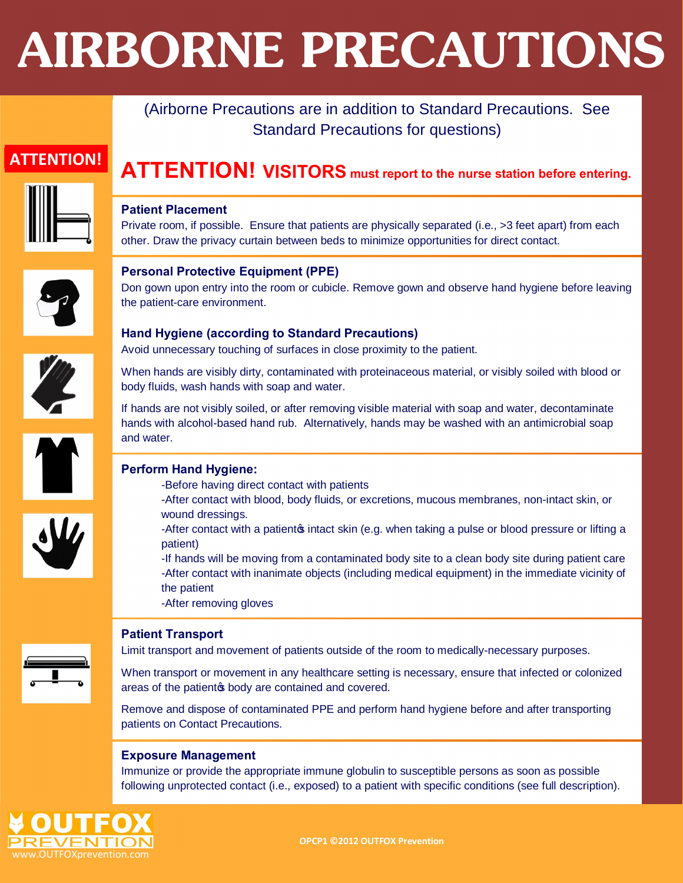# AIRBORNE PRECAUTIONS

(Airborne Precautions are in addition to Standard Precautions. See Standard Precautions for questions)

**ATTENTION!**

**ATTENTION! VISITORS must report to the nurse station before entering.**

### Patient Placement

Private room, if possible. Ensure that patients are physically separated (i.e., >3 feet apart) from each other. Draw the privacy curtain between beds to minimize opportunities for direct contact.

### Personal Protective Equipment (PPE)

Don gown upon entry into the room or cubicle. Remove gown and observe hand hygiene before leaving the patient-care environment.

### Hand Hygiene (according to Standard Precautions)

Avoid unnecessary touching of surfaces in close proximity to the patient.

When hands are visibly dirty, contaminated with proteinaceous material, or visibly soiled with blood or body fluids, wash hands with soap and water.

If hands are not visibly soiled, or after removing visible material with soap and water, decontaminate hands with alcohol-based hand rub. Alternatively, hands may be washed with an antimicrobial soap and water.

### Perform Hand Hygiene:

- Before having direct contact with patients
- After contact with blood, body fluids, or excretions, mucous membranes, non-intact skin, or wound dressings.
- After contact with a patient's intact skin (e.g. when taking a pulse or blood pressure or lifting a patient)
- If hands will be moving from a contaminated body site to a clean body site during patient care
- After contact with inanimate objects (including medical equipment) in the immediate vicinity of the patient
- After removing gloves

### Patient Transport

Limit transport and movement of patients outside of the room to medically-necessary purposes.

When transport or movement in any healthcare setting is necessary, ensure that infected or colonized areas of the patient's body are contained and covered.

Remove and dispose of contaminated PPE and perform hand hygiene before and after transporting patients on Contact Precautions.

### Exposure Management

Immunize or provide the appropriate immune globulin to susceptible persons as soon as possible following unprotected contact (i.e., exposed) to a patient with specific conditions (see full description).

OUTFOX PREVENTION
www.OUTFOXprevention.com

OPCP1 ©2012 OUTFOX Prevention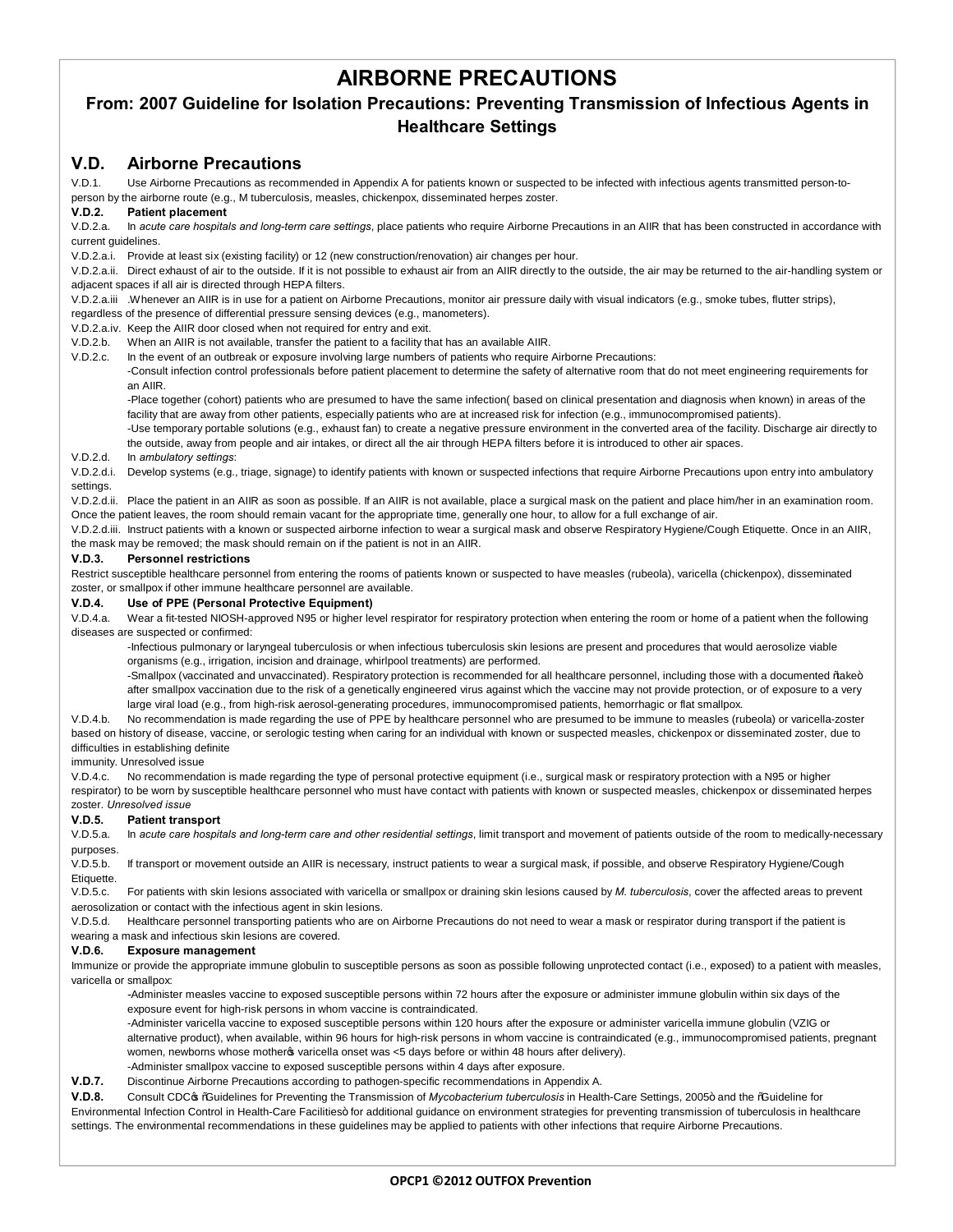# AIRBORNE PRECAUTIONS

## From: 2007 Guideline for Isolation Precautions: Preventing Transmission of Infectious Agents in Healthcare Settings

## V.D. Airborne Precautions

V.D.1. Use Airborne Precautions as recommended in Appendix A for patients known or suspected to be infected with infectious agents transmitted person-to-person by the airborne route (e.g., M tuberculosis, measles, chickenpox, disseminated herpes zoster.

**V.D.2. Patient placement**

V.D.2.a. In *acute care hospitals and long-term care settings*, place patients who require Airborne Precautions in an AIIR that has been constructed in accordance with current guidelines.

V.D.2.a.i. Provide at least six (existing facility) or 12 (new construction/renovation) air changes per hour.

V.D.2.a.ii. Direct exhaust of air to the outside. If it is not possible to exhaust air from an AIIR directly to the outside, the air may be returned to the air-handling system or adjacent spaces if all air is directed through HEPA filters.

V.D.2.a.iii .Whenever an AIIR is in use for a patient on Airborne Precautions, monitor air pressure daily with visual indicators (e.g., smoke tubes, flutter strips), regardless of the presence of differential pressure sensing devices (e.g., manometers).

V.D.2.a.iv. Keep the AIIR door closed when not required for entry and exit.

V.D.2.b. When an AIIR is not available, transfer the patient to a facility that has an available AIIR.

V.D.2.c. In the event of an outbreak or exposure involving large numbers of patients who require Airborne Precautions:

- Consult infection control professionals before patient placement to determine the safety of alternative room that do not meet engineering requirements for an AIIR.
- Place together (cohort) patients who are presumed to have the same infection( based on clinical presentation and diagnosis when known) in areas of the facility that are away from other patients, especially patients who are at increased risk for infection (e.g., immunocompromised patients).
- Use temporary portable solutions (e.g., exhaust fan) to create a negative pressure environment in the converted area of the facility. Discharge air directly to the outside, away from people and air intakes, or direct all the air through HEPA filters before it is introduced to other air spaces.

V.D.2.d. In *ambulatory settings*:

V.D.2.d.i. Develop systems (e.g., triage, signage) to identify patients with known or suspected infections that require Airborne Precautions upon entry into ambulatory settings.

V.D.2.d.ii. Place the patient in an AIIR as soon as possible. If an AIIR is not available, place a surgical mask on the patient and place him/her in an examination room. Once the patient leaves, the room should remain vacant for the appropriate time, generally one hour, to allow for a full exchange of air.

V.D.2.d.iii. Instruct patients with a known or suspected airborne infection to wear a surgical mask and observe Respiratory Hygiene/Cough Etiquette. Once in an AIIR, the mask may be removed; the mask should remain on if the patient is not in an AIIR.

**V.D.3. Personnel restrictions**

Restrict susceptible healthcare personnel from entering the rooms of patients known or suspected to have measles (rubeola), varicella (chickenpox), disseminated zoster, or smallpox if other immune healthcare personnel are available.

**V.D.4. Use of PPE (Personal Protective Equipment)**

V.D.4.a. Wear a fit-tested NIOSH-approved N95 or higher level respirator for respiratory protection when entering the room or home of a patient when the following diseases are suspected or confirmed:

- Infectious pulmonary or laryngeal tuberculosis or when infectious tuberculosis skin lesions are present and procedures that would aerosolize viable organisms (e.g., irrigation, incision and drainage, whirlpool treatments) are performed.
- Smallpox (vaccinated and unvaccinated). Respiratory protection is recommended for all healthcare personnel, including those with a documented "take" after smallpox vaccination due to the risk of a genetically engineered virus against which the vaccine may not provide protection, or of exposure to a very large viral load (e.g., from high-risk aerosol-generating procedures, immunocompromised patients, hemorrhagic or flat smallpox.

V.D.4.b. No recommendation is made regarding the use of PPE by healthcare personnel who are presumed to be immune to measles (rubeola) or varicella-zoster based on history of disease, vaccine, or serologic testing when caring for an individual with known or suspected measles, chickenpox or disseminated zoster, due to difficulties in establishing definite immunity. Unresolved issue

V.D.4.c. No recommendation is made regarding the type of personal protective equipment (i.e., surgical mask or respiratory protection with a N95 or higher respirator) to be worn by susceptible healthcare personnel who must have contact with patients with known or suspected measles, chickenpox or disseminated herpes zoster. *Unresolved issue*

**V.D.5. Patient transport**

V.D.5.a. In *acute care hospitals and long-term care and other residential settings*, limit transport and movement of patients outside of the room to medically-necessary purposes.

V.D.5.b. If transport or movement outside an AIIR is necessary, instruct patients to wear a surgical mask, if possible, and observe Respiratory Hygiene/Cough Etiquette.

V.D.5.c. For patients with skin lesions associated with varicella or smallpox or draining skin lesions caused by *M. tuberculosis*, cover the affected areas to prevent aerosolization or contact with the infectious agent in skin lesions.

V.D.5.d. Healthcare personnel transporting patients who are on Airborne Precautions do not need to wear a mask or respirator during transport if the patient is wearing a mask and infectious skin lesions are covered.

**V.D.6. Exposure management**

Immunize or provide the appropriate immune globulin to susceptible persons as soon as possible following unprotected contact (i.e., exposed) to a patient with measles, varicella or smallpox:

- Administer measles vaccine to exposed susceptible persons within 72 hours after the exposure or administer immune globulin within six days of the exposure event for high-risk persons in whom vaccine is contraindicated.
- Administer varicella vaccine to exposed susceptible persons within 120 hours after the exposure or administer varicella immune globulin (VZIG or alternative product), when available, within 96 hours for high-risk persons in whom vaccine is contraindicated (e.g., immunocompromised patients, pregnant women, newborns whose mother's varicella onset was <5 days before or within 48 hours after delivery).
- Administer smallpox vaccine to exposed susceptible persons within 4 days after exposure.

**V.D.7.** Discontinue Airborne Precautions according to pathogen-specific recommendations in Appendix A.

**V.D.8.** Consult CDC's "Guidelines for Preventing the Transmission of *Mycobacterium tuberculosis* in Health-Care Settings, 2005" and the "Guideline for Environmental Infection Control in Health-Care Facilities" for additional guidance on environment strategies for preventing transmission of tuberculosis in healthcare settings. The environmental recommendations in these guidelines may be applied to patients with other infections that require Airborne Precautions.

**OPCP1 ©2012 OUTFOX Prevention**